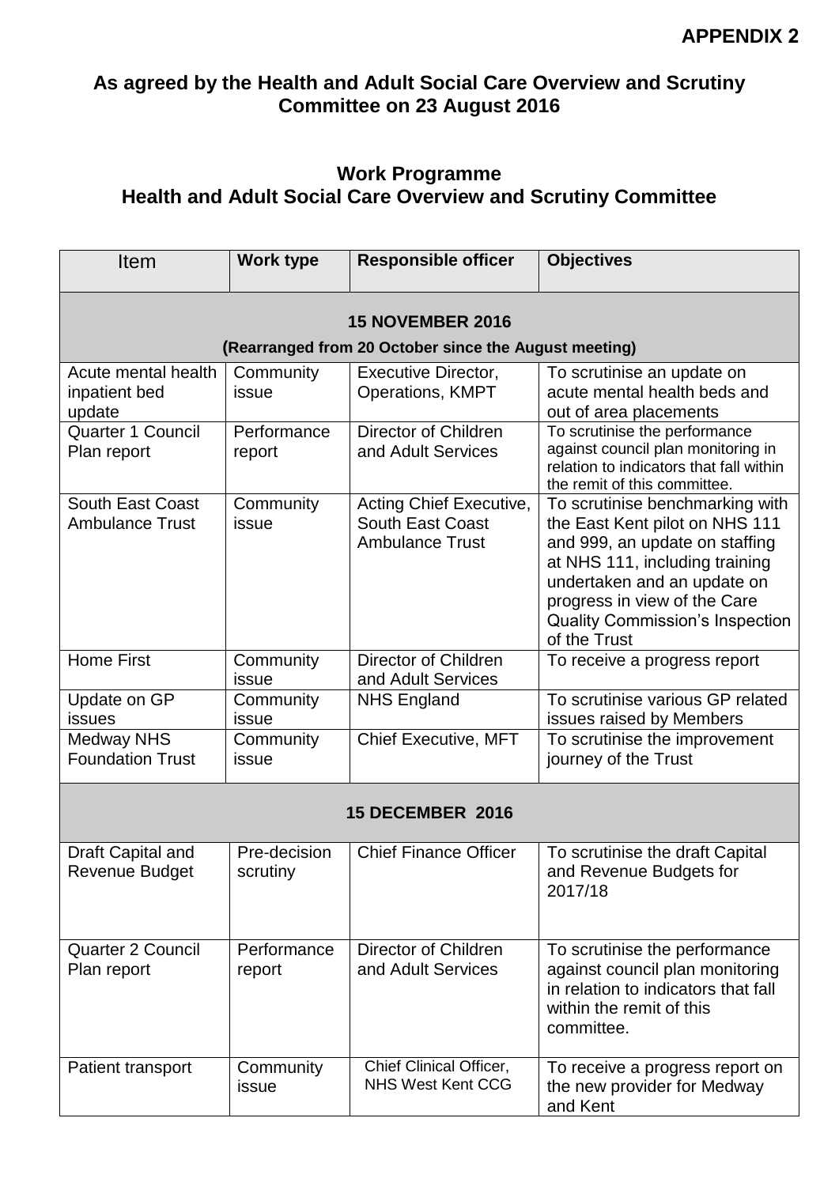**APPENDIX 2**

## As agreed by the Health and Adult Social Care Overview and Scrutiny Committee on 23 August 2016

## Work Programme
## Health and Adult Social Care Overview and Scrutiny Committee

| Item | Work type | Responsible officer | Objectives |
|---|---|---|---|
| **15 NOVEMBER 2016** **(Rearranged from 20 October since the August meeting)** | | | |
| Acute mental health inpatient bed update | Community issue | Executive Director, Operations, KMPT | To scrutinise an update on acute mental health beds and out of area placements |
| Quarter 1 Council Plan report | Performance report | Director of Children and Adult Services | To scrutinise the performance against council plan monitoring in relation to indicators that fall within the remit of this committee. |
| South East Coast Ambulance Trust | Community issue | Acting Chief Executive, South East Coast Ambulance Trust | To scrutinise benchmarking with the East Kent pilot on NHS 111 and 999, an update on staffing at NHS 111, including training undertaken and an update on progress in view of the Care Quality Commission's Inspection of the Trust |
| Home First | Community issue | Director of Children and Adult Services | To receive a progress report |
| Update on GP issues | Community issue | NHS England | To scrutinise various GP related issues raised by Members |
| Medway NHS Foundation Trust | Community issue | Chief Executive, MFT | To scrutinise the improvement journey of the Trust |
| **15 DECEMBER 2016** | | | |
| Draft Capital and Revenue Budget | Pre-decision scrutiny | Chief Finance Officer | To scrutinise the draft Capital and Revenue Budgets for 2017/18 |
| Quarter 2 Council Plan report | Performance report | Director of Children and Adult Services | To scrutinise the performance against council plan monitoring in relation to indicators that fall within the remit of this committee. |
| Patient transport | Community issue | Chief Clinical Officer, NHS West Kent CCG | To receive a progress report on the new provider for Medway and Kent |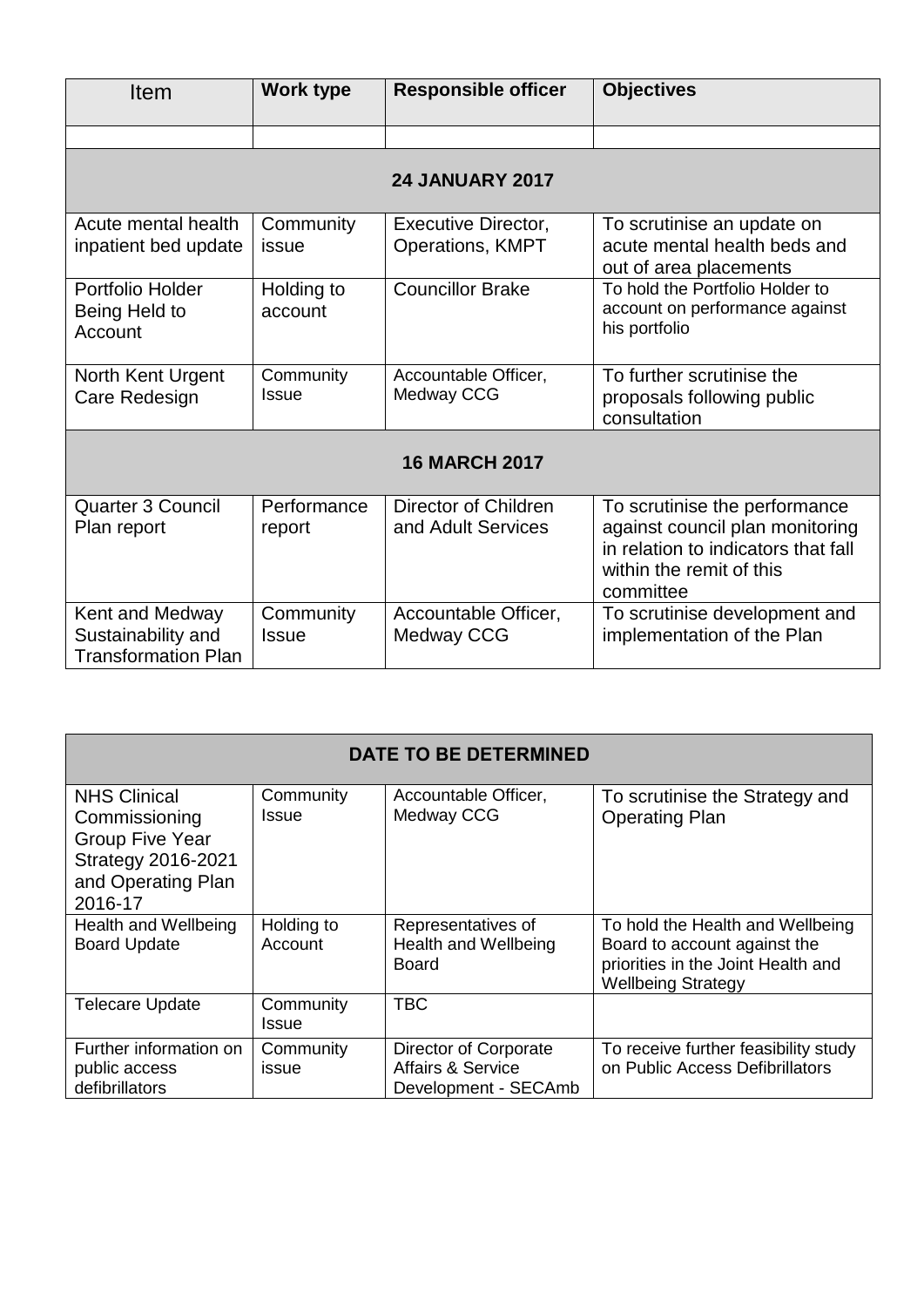| Item | Work type | Responsible officer | Objectives |
|---|---|---|---|
| | | | |
| **24 JANUARY 2017** | | | |
| Acute mental health inpatient bed update | Community issue | Executive Director, Operations, KMPT | To scrutinise an update on acute mental health beds and out of area placements |
| Portfolio Holder Being Held to Account | Holding to account | Councillor Brake | To hold the Portfolio Holder to account on performance against his portfolio |
| North Kent Urgent Care Redesign | Community Issue | Accountable Officer, Medway CCG | To further scrutinise the proposals following public consultation |
| **16 MARCH 2017** | | | |
| Quarter 3 Council Plan report | Performance report | Director of Children and Adult Services | To scrutinise the performance against council plan monitoring in relation to indicators that fall within the remit of this committee |
| Kent and Medway Sustainability and Transformation Plan | Community Issue | Accountable Officer, Medway CCG | To scrutinise development and implementation of the Plan |

| **DATE TO BE DETERMINED** | | | |
|---|---|---|---|
| NHS Clinical Commissioning Group Five Year Strategy 2016-2021 and Operating Plan 2016-17 | Community Issue | Accountable Officer, Medway CCG | To scrutinise the Strategy and Operating Plan |
| Health and Wellbeing Board Update | Holding to Account | Representatives of Health and Wellbeing Board | To hold the Health and Wellbeing Board to account against the priorities in the Joint Health and Wellbeing Strategy |
| Telecare Update | Community Issue | TBC | |
| Further information on public access defibrillators | Community issue | Director of Corporate Affairs & Service Development - SECAmb | To receive further feasibility study on Public Access Defibrillators |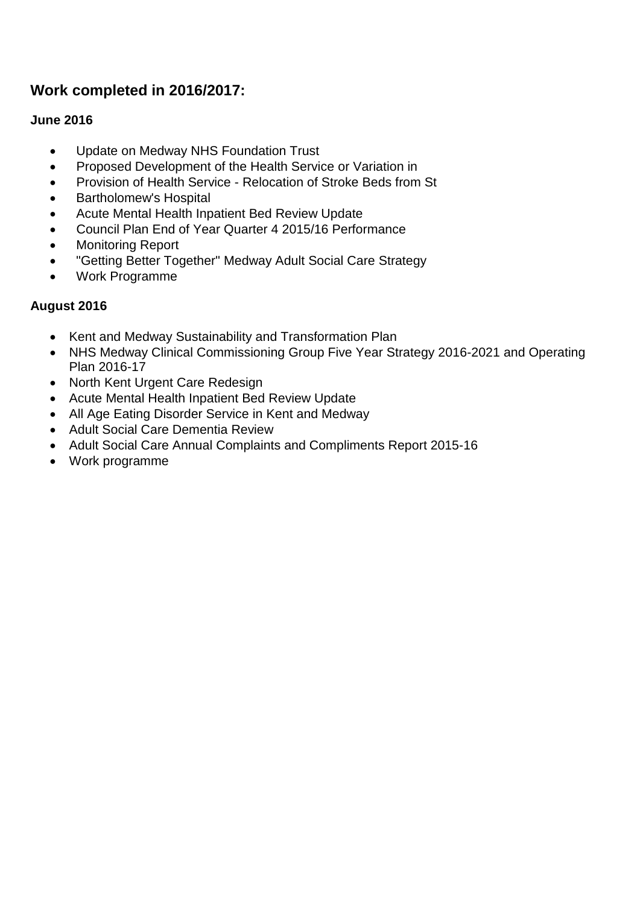## Work completed in 2016/2017:

### June 2016

- Update on Medway NHS Foundation Trust
- Proposed Development of the Health Service or Variation in
- Provision of Health Service - Relocation of Stroke Beds from St
- Bartholomew's Hospital
- Acute Mental Health Inpatient Bed Review Update
- Council Plan End of Year Quarter 4 2015/16 Performance
- Monitoring Report
- "Getting Better Together" Medway Adult Social Care Strategy
- Work Programme

### August 2016

- Kent and Medway Sustainability and Transformation Plan
- NHS Medway Clinical Commissioning Group Five Year Strategy 2016-2021 and Operating Plan 2016-17
- North Kent Urgent Care Redesign
- Acute Mental Health Inpatient Bed Review Update
- All Age Eating Disorder Service in Kent and Medway
- Adult Social Care Dementia Review
- Adult Social Care Annual Complaints and Compliments Report 2015-16
- Work programme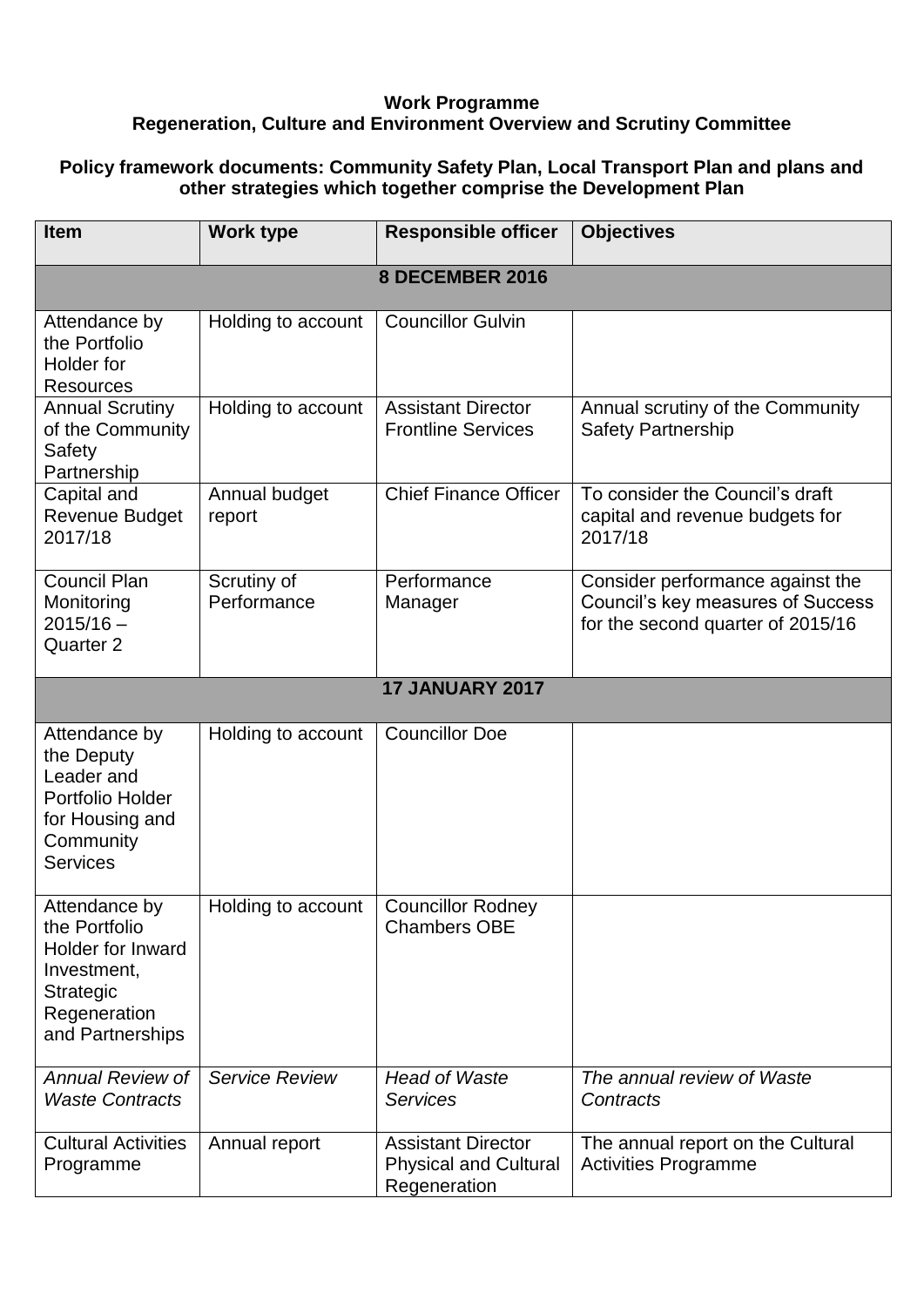**Work Programme**
**Regeneration, Culture and Environment Overview and Scrutiny Committee**

**Policy framework documents: Community Safety Plan, Local Transport Plan and plans and other strategies which together comprise the Development Plan**

| Item | Work type | Responsible officer | Objectives |
|---|---|---|---|
| **8 DECEMBER 2016** | | | |
| Attendance by the Portfolio Holder for Resources | Holding to account | Councillor Gulvin | |
| Annual Scrutiny of the Community Safety Partnership | Holding to account | Assistant Director Frontline Services | Annual scrutiny of the Community Safety Partnership |
| Capital and Revenue Budget 2017/18 | Annual budget report | Chief Finance Officer | To consider the Council's draft capital and revenue budgets for 2017/18 |
| Council Plan Monitoring 2015/16 – Quarter 2 | Scrutiny of Performance | Performance Manager | Consider performance against the Council's key measures of Success for the second quarter of 2015/16 |
| **17 JANUARY 2017** | | | |
| Attendance by the Deputy Leader and Portfolio Holder for Housing and Community Services | Holding to account | Councillor Doe | |
| Attendance by the Portfolio Holder for Inward Investment, Strategic Regeneration and Partnerships | Holding to account | Councillor Rodney Chambers OBE | |
| *Annual Review of Waste Contracts* | *Service Review* | *Head of Waste Services* | *The annual review of Waste Contracts* |
| Cultural Activities Programme | Annual report | Assistant Director Physical and Cultural Regeneration | The annual report on the Cultural Activities Programme |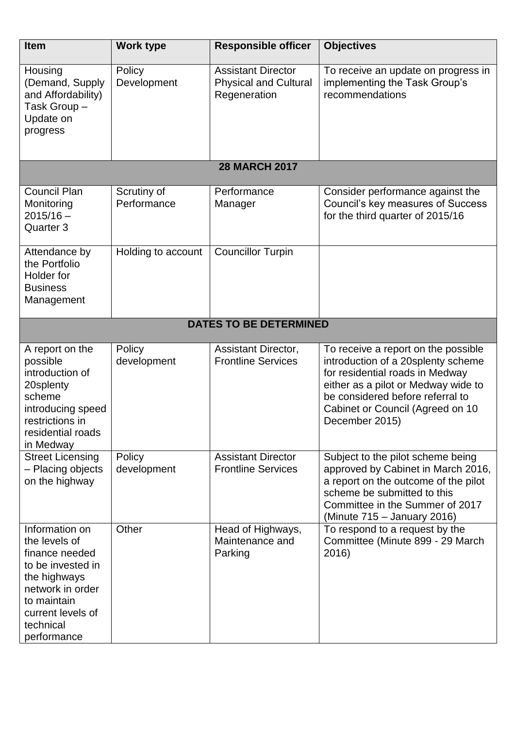| Item | Work type | Responsible officer | Objectives |
|---|---|---|---|
| Housing (Demand, Supply and Affordability) Task Group – Update on progress | Policy Development | Assistant Director Physical and Cultural Regeneration | To receive an update on progress in implementing the Task Group's recommendations |
| **28 MARCH 2017** | | | |
| Council Plan Monitoring 2015/16 – Quarter 3 | Scrutiny of Performance | Performance Manager | Consider performance against the Council's key measures of Success for the third quarter of 2015/16 |
| Attendance by the Portfolio Holder for Business Management | Holding to account | Councillor Turpin | |
| **DATES TO BE DETERMINED** | | | |
| A report on the possible introduction of 20splenty scheme introducing speed restrictions in residential roads in Medway | Policy development | Assistant Director, Frontline Services | To receive a report on the possible introduction of a 20splenty scheme for residential roads in Medway either as a pilot or Medway wide to be considered before referral to Cabinet or Council (Agreed on 10 December 2015) |
| Street Licensing – Placing objects on the highway | Policy development | Assistant Director Frontline Services | Subject to the pilot scheme being approved by Cabinet in March 2016, a report on the outcome of the pilot scheme be submitted to this Committee in the Summer of 2017 (Minute 715 – January 2016) |
| Information on the levels of finance needed to be invested in the highways network in order to maintain current levels of technical performance | Other | Head of Highways, Maintenance and Parking | To respond to a request by the Committee (Minute 899 - 29 March 2016) |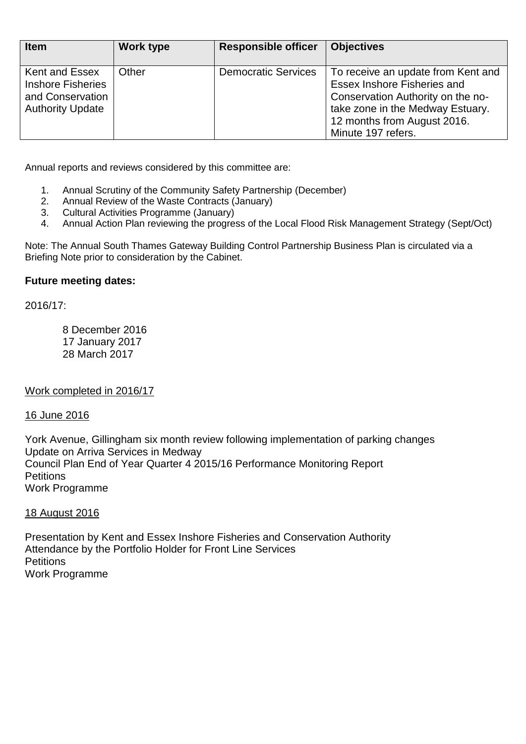| Item | Work type | Responsible officer | Objectives |
|---|---|---|---|
| Kent and Essex Inshore Fisheries and Conservation Authority Update | Other | Democratic Services | To receive an update from Kent and Essex Inshore Fisheries and Conservation Authority on the no-take zone in the Medway Estuary. 12 months from August 2016. Minute 197 refers. |

Annual reports and reviews considered by this committee are:

1. Annual Scrutiny of the Community Safety Partnership (December)
2. Annual Review of the Waste Contracts (January)
3. Cultural Activities Programme (January)
4. Annual Action Plan reviewing the progress of the Local Flood Risk Management Strategy (Sept/Oct)

Note: The Annual South Thames Gateway Building Control Partnership Business Plan is circulated via a Briefing Note prior to consideration by the Cabinet.

**Future meeting dates:**

2016/17:

8 December 2016
17 January 2017
28 March 2017

Work completed in 2016/17

16 June 2016

York Avenue, Gillingham six month review following implementation of parking changes
Update on Arriva Services in Medway
Council Plan End of Year Quarter 4 2015/16 Performance Monitoring Report
Petitions
Work Programme

18 August 2016

Presentation by Kent and Essex Inshore Fisheries and Conservation Authority
Attendance by the Portfolio Holder for Front Line Services
Petitions
Work Programme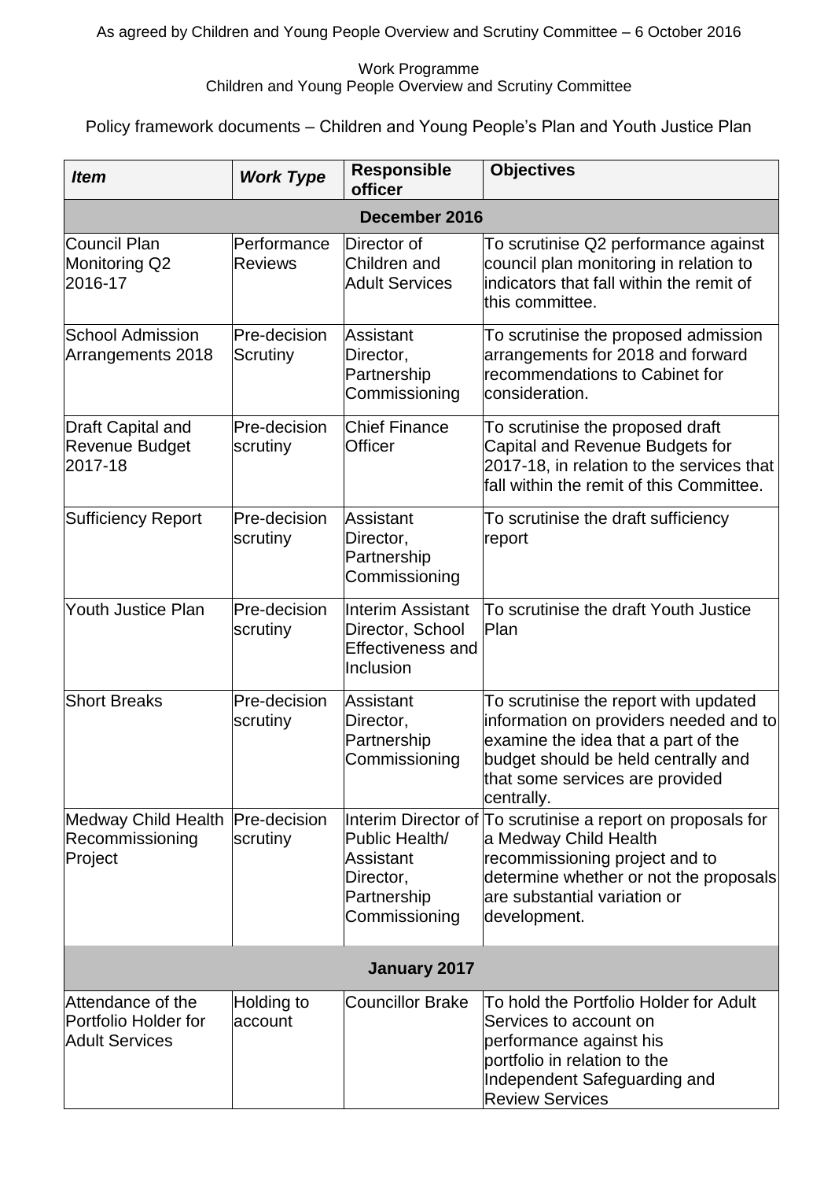As agreed by Children and Young People Overview and Scrutiny Committee – 6 October 2016

Work Programme
Children and Young People Overview and Scrutiny Committee

Policy framework documents – Children and Young People's Plan and Youth Justice Plan

| *Item* | *Work Type* | **Responsible officer** | **Objectives** |
|---|---|---|---|
| **December 2016** | | | |
| Council Plan Monitoring Q2 2016-17 | Performance Reviews | Director of Children and Adult Services | To scrutinise Q2 performance against council plan monitoring in relation to indicators that fall within the remit of this committee. |
| School Admission Arrangements 2018 | Pre-decision Scrutiny | Assistant Director, Partnership Commissioning | To scrutinise the proposed admission arrangements for 2018 and forward recommendations to Cabinet for consideration. |
| Draft Capital and Revenue Budget 2017-18 | Pre-decision scrutiny | Chief Finance Officer | To scrutinise the proposed draft Capital and Revenue Budgets for 2017-18, in relation to the services that fall within the remit of this Committee. |
| Sufficiency Report | Pre-decision scrutiny | Assistant Director, Partnership Commissioning | To scrutinise the draft sufficiency report |
| Youth Justice Plan | Pre-decision scrutiny | Interim Assistant Director, School Effectiveness and Inclusion | To scrutinise the draft Youth Justice Plan |
| Short Breaks | Pre-decision scrutiny | Assistant Director, Partnership Commissioning | To scrutinise the report with updated information on providers needed and to examine the idea that a part of the budget should be held centrally and that some services are provided centrally. |
| Medway Child Health Recommissioning Project | Pre-decision scrutiny | Interim Director of Public Health/ Assistant Director, Partnership Commissioning | To scrutinise a report on proposals for a Medway Child Health recommissioning project and to determine whether or not the proposals are substantial variation or development. |
| **January 2017** | | | |
| Attendance of the Portfolio Holder for Adult Services | Holding to account | Councillor Brake | To hold the Portfolio Holder for Adult Services to account on performance against his portfolio in relation to the Independent Safeguarding and Review Services |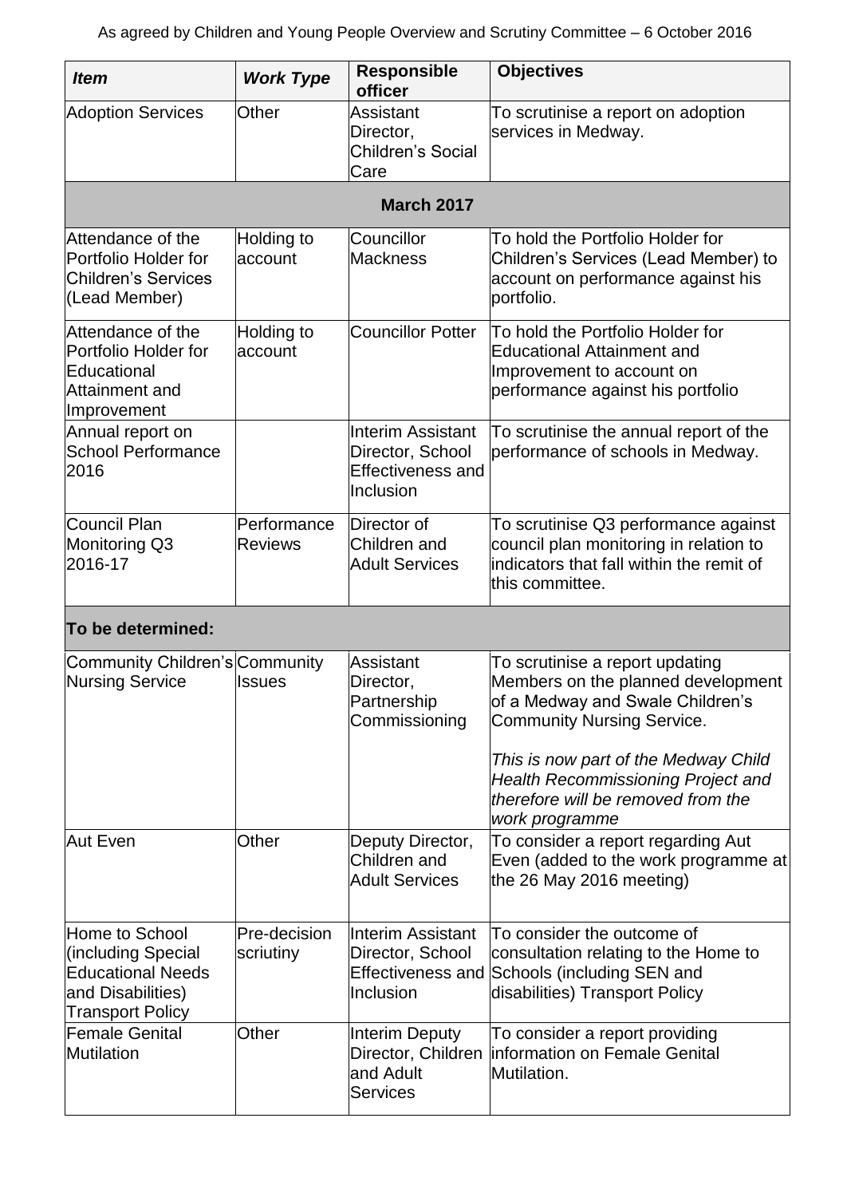As agreed by Children and Young People Overview and Scrutiny Committee – 6 October 2016

| *Item* | *Work Type* | **Responsible officer** | **Objectives** |
|---|---|---|---|
| Adoption Services | Other | Assistant Director, Children's Social Care | To scrutinise a report on adoption services in Medway. |
| **March 2017** | | | |
| Attendance of the Portfolio Holder for Children's Services (Lead Member) | Holding to account | Councillor Mackness | To hold the Portfolio Holder for Children's Services (Lead Member) to account on performance against his portfolio. |
| Attendance of the Portfolio Holder for Educational Attainment and Improvement | Holding to account | Councillor Potter | To hold the Portfolio Holder for Educational Attainment and Improvement to account on performance against his portfolio |
| Annual report on School Performance 2016 | | Interim Assistant Director, School Effectiveness and Inclusion | To scrutinise the annual report of the performance of schools in Medway. |
| Council Plan Monitoring Q3 2016-17 | Performance Reviews | Director of Children and Adult Services | To scrutinise Q3 performance against council plan monitoring in relation to indicators that fall within the remit of this committee. |
| **To be determined:** | | | |
| Community Children's Nursing Service | Community Issues | Assistant Director, Partnership Commissioning | To scrutinise a report updating Members on the planned development of a Medway and Swale Children's Community Nursing Service. *This is now part of the Medway Child Health Recommissioning Project and therefore will be removed from the work programme* |
| Aut Even | Other | Deputy Director, Children and Adult Services | To consider a report regarding Aut Even (added to the work programme at the 26 May 2016 meeting) |
| Home to School (including Special Educational Needs and Disabilities) Transport Policy | Pre-decision scriutiny | Interim Assistant Director, School Effectiveness and Inclusion | To consider the outcome of consultation relating to the Home to Schools (including SEN and disabilities) Transport Policy |
| Female Genital Mutilation | Other | Interim Deputy Director, Children and Adult Services | To consider a report providing information on Female Genital Mutilation. |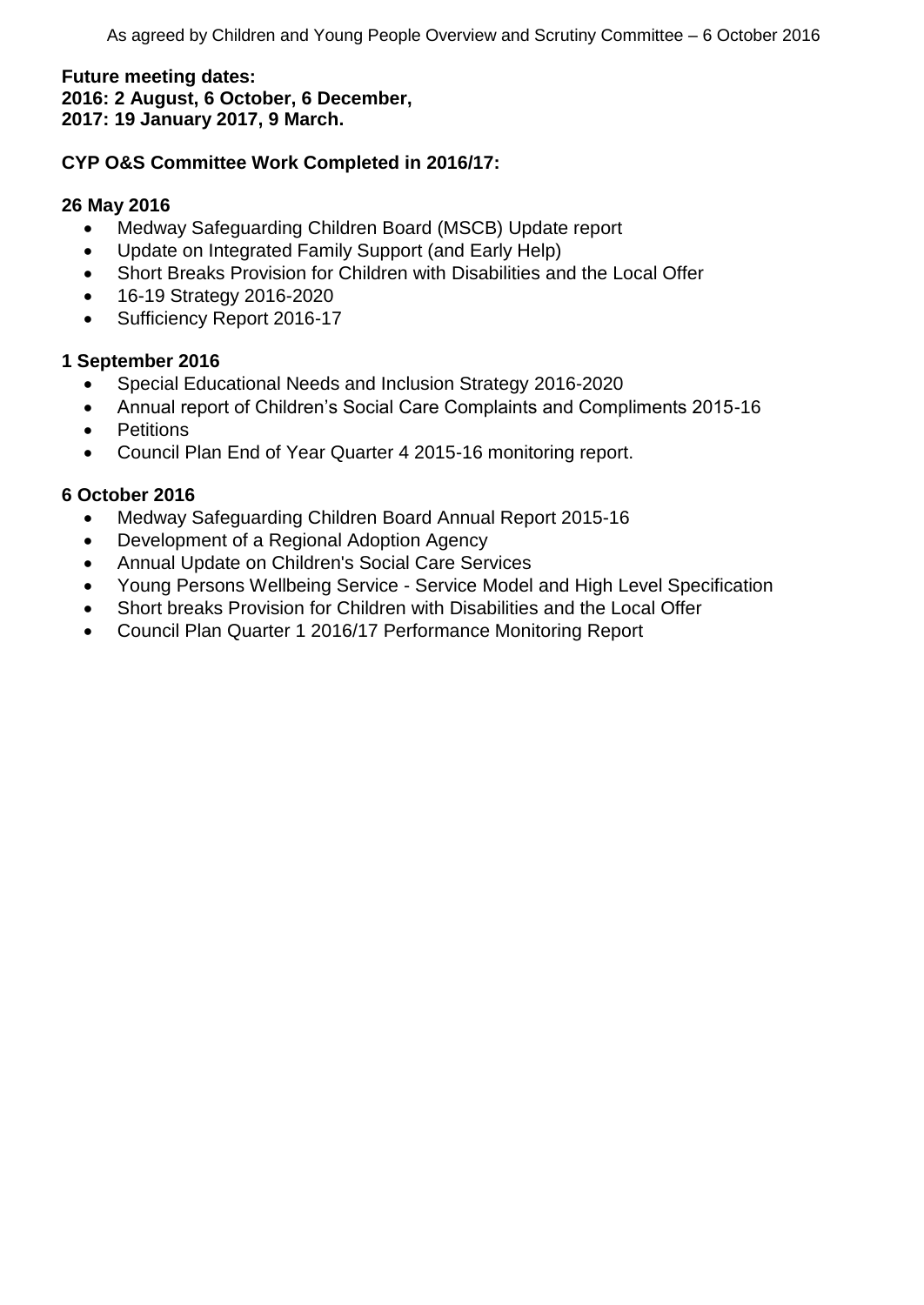As agreed by Children and Young People Overview and Scrutiny Committee – 6 October 2016

**Future meeting dates:**
**2016: 2 August, 6 October, 6 December,**
**2017: 19 January 2017, 9 March.**

**CYP O&S Committee Work Completed in 2016/17:**

**26 May 2016**

- Medway Safeguarding Children Board (MSCB) Update report
- Update on Integrated Family Support (and Early Help)
- Short Breaks Provision for Children with Disabilities and the Local Offer
- 16-19 Strategy 2016-2020
- Sufficiency Report 2016-17

**1 September 2016**

- Special Educational Needs and Inclusion Strategy 2016-2020
- Annual report of Children's Social Care Complaints and Compliments 2015-16
- Petitions
- Council Plan End of Year Quarter 4 2015-16 monitoring report.

**6 October 2016**

- Medway Safeguarding Children Board Annual Report 2015-16
- Development of a Regional Adoption Agency
- Annual Update on Children's Social Care Services
- Young Persons Wellbeing Service - Service Model and High Level Specification
- Short breaks Provision for Children with Disabilities and the Local Offer
- Council Plan Quarter 1 2016/17 Performance Monitoring Report